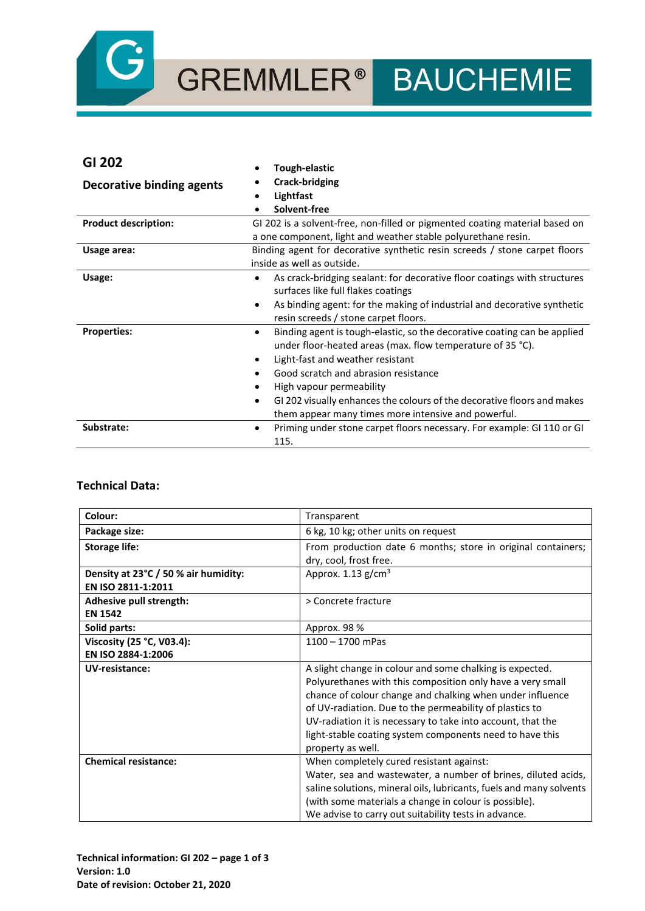GREMMLER® BAUCHEMIE

# GI 202

## Decorative binding agents

- **Tough-elastic**
- **Crack-bridging**
- **Lightfast**
- **Solvent-free**

| | |
|---|---|
| **Product description:** | GI 202 is a solvent-free, non-filled or pigmented coating material based on a one component, light and weather stable polyurethane resin. |
| **Usage area:** | Binding agent for decorative synthetic resin screeds / stone carpet floors inside as well as outside. |
| **Usage:** | • As crack-bridging sealant: for decorative floor coatings with structures surfaces like full flakes coatings<br>• As binding agent: for the making of industrial and decorative synthetic resin screeds / stone carpet floors. |
| **Properties:** | • Binding agent is tough-elastic, so the decorative coating can be applied under floor-heated areas (max. flow temperature of 35 °C).<br>• Light-fast and weather resistant<br>• Good scratch and abrasion resistance<br>• High vapour permeability<br>• GI 202 visually enhances the colours of the decorative floors and makes them appear many times more intensive and powerful. |
| **Substrate:** | • Priming under stone carpet floors necessary. For example: GI 110 or GI 115. |

## Technical Data:

| | |
|---|---|
| **Colour:** | Transparent |
| **Package size:** | 6 kg, 10 kg; other units on request |
| **Storage life:** | From production date 6 months; store in original containers; dry, cool, frost free. |
| **Density at 23°C / 50 % air humidity: EN ISO 2811-1:2011** | Approx. 1.13 g/cm$^3$ |
| **Adhesive pull strength: EN 1542** | > Concrete fracture |
| **Solid parts:** | Approx. 98 % |
| **Viscosity (25 °C, V03.4): EN ISO 2884-1:2006** | 1100 – 1700 mPas |
| **UV-resistance:** | A slight change in colour and some chalking is expected. Polyurethanes with this composition only have a very small chance of colour change and chalking when under influence of UV-radiation. Due to the permeability of plastics to UV-radiation it is necessary to take into account, that the light-stable coating system components need to have this property as well. |
| **Chemical resistance:** | When completely cured resistant against:<br>Water, sea and wastewater, a number of brines, diluted acids, saline solutions, mineral oils, lubricants, fuels and many solvents (with some materials a change in colour is possible).<br>We advise to carry out suitability tests in advance. |

**Technical information: GI 202 – page 1 of 3**
**Version: 1.0**
**Date of revision: October 21, 2020**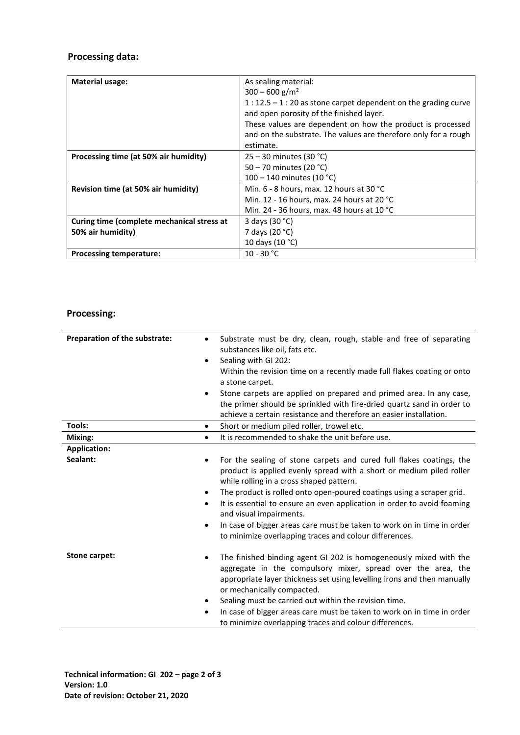## Processing data:

| **Material usage:** | As sealing material:<br>300 – 600 g/m²<br>1 : 12.5 – 1 : 20 as stone carpet dependent on the grading curve and open porosity of the finished layer.<br>These values are dependent on how the product is processed and on the substrate. The values are therefore only for a rough estimate. |
|---|---|
| **Processing time (at 50% air humidity)** | 25 – 30 minutes (30 °C)<br>50 – 70 minutes (20 °C)<br>100 – 140 minutes (10 °C) |
| **Revision time (at 50% air humidity)** | Min. 6 - 8 hours, max. 12 hours at 30 °C<br>Min. 12 - 16 hours, max. 24 hours at 20 °C<br>Min. 24 - 36 hours, max. 48 hours at 10 °C |
| **Curing time (complete mechanical stress at 50% air humidity)** | 3 days (30 °C)<br>7 days (20 °C)<br>10 days (10 °C) |
| **Processing temperature:** | 10 - 30 °C |

## Processing:

**Preparation of the substrate:**

- Substrate must be dry, clean, rough, stable and free of separating substances like oil, fats etc.
- Sealing with GI 202:
  Within the revision time on a recently made full flakes coating or onto a stone carpet.
- Stone carpets are applied on prepared and primed area. In any case, the primer should be sprinkled with fire-dried quartz sand in order to achieve a certain resistance and therefore an easier installation.

**Tools:**

- Short or medium piled roller, trowel etc.

**Mixing:**

- It is recommended to shake the unit before use.

**Application:**

**Sealant:**

- For the sealing of stone carpets and cured full flakes coatings, the product is applied evenly spread with a short or medium piled roller while rolling in a cross shaped pattern.
- The product is rolled onto open-poured coatings using a scraper grid.
- It is essential to ensure an even application in order to avoid foaming and visual impairments.
- In case of bigger areas care must be taken to work on in time in order to minimize overlapping traces and colour differences.

**Stone carpet:**

- The finished binding agent GI 202 is homogeneously mixed with the aggregate in the compulsory mixer, spread over the area, the appropriate layer thickness set using levelling irons and then manually or mechanically compacted.
- Sealing must be carried out within the revision time.
- In case of bigger areas care must be taken to work on in time in order to minimize overlapping traces and colour differences.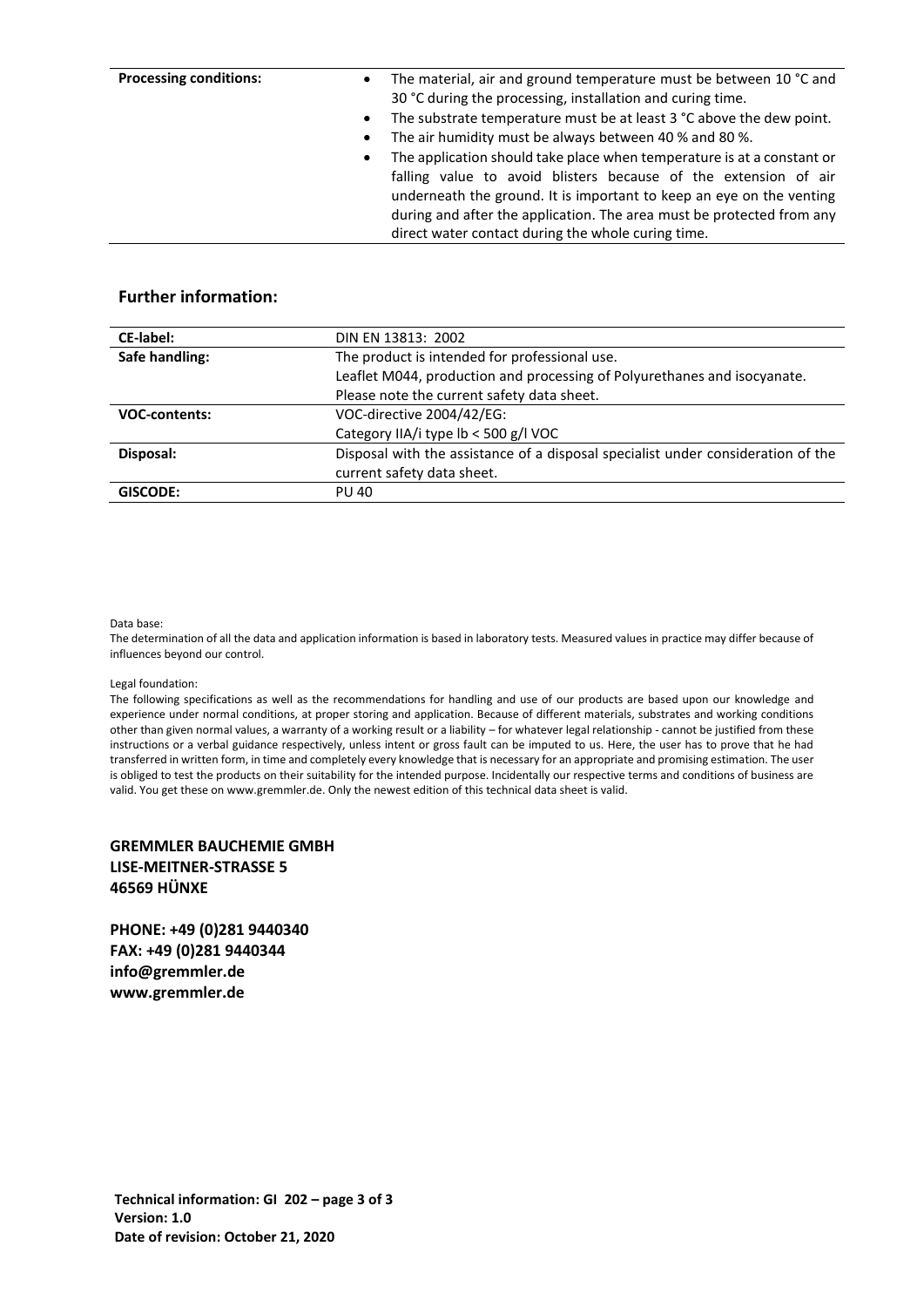| | |
|---|---|
| **Processing conditions:** | • The material, air and ground temperature must be between 10 °C and 30 °C during the processing, installation and curing time.<br>• The substrate temperature must be at least 3 °C above the dew point.<br>• The air humidity must be always between 40 % and 80 %.<br>• The application should take place when temperature is at a constant or falling value to avoid blisters because of the extension of air underneath the ground. It is important to keep an eye on the venting during and after the application. The area must be protected from any direct water contact during the whole curing time. |

## Further information:

| | |
|---|---|
| **CE-label:** | DIN EN 13813: 2002 |
| **Safe handling:** | The product is intended for professional use.<br>Leaflet M044, production and processing of Polyurethanes and isocyanate.<br>Please note the current safety data sheet. |
| **VOC-contents:** | VOC-directive 2004/42/EG:<br>Category IIA/i type lb < 500 g/l VOC |
| **Disposal:** | Disposal with the assistance of a disposal specialist under consideration of the current safety data sheet. |
| **GISCODE:** | PU 40 |

Data base:
The determination of all the data and application information is based in laboratory tests. Measured values in practice may differ because of influences beyond our control.

Legal foundation:
The following specifications as well as the recommendations for handling and use of our products are based upon our knowledge and experience under normal conditions, at proper storing and application. Because of different materials, substrates and working conditions other than given normal values, a warranty of a working result or a liability – for whatever legal relationship - cannot be justified from these instructions or a verbal guidance respectively, unless intent or gross fault can be imputed to us. Here, the user has to prove that he had transferred in written form, in time and completely every knowledge that is necessary for an appropriate and promising estimation. The user is obliged to test the products on their suitability for the intended purpose. Incidentally our respective terms and conditions of business are valid. You get these on www.gremmler.de. Only the newest edition of this technical data sheet is valid.

**GREMMLER BAUCHEMIE GMBH**
**LISE-MEITNER-STRASSE 5**
**46569 HÜNXE**

**PHONE: +49 (0)281 9440340**
**FAX: +49 (0)281 9440344**
**info@gremmler.de**
**www.gremmler.de**

**Technical information: GI 202 – page 3 of 3**
**Version: 1.0**
**Date of revision: October 21, 2020**